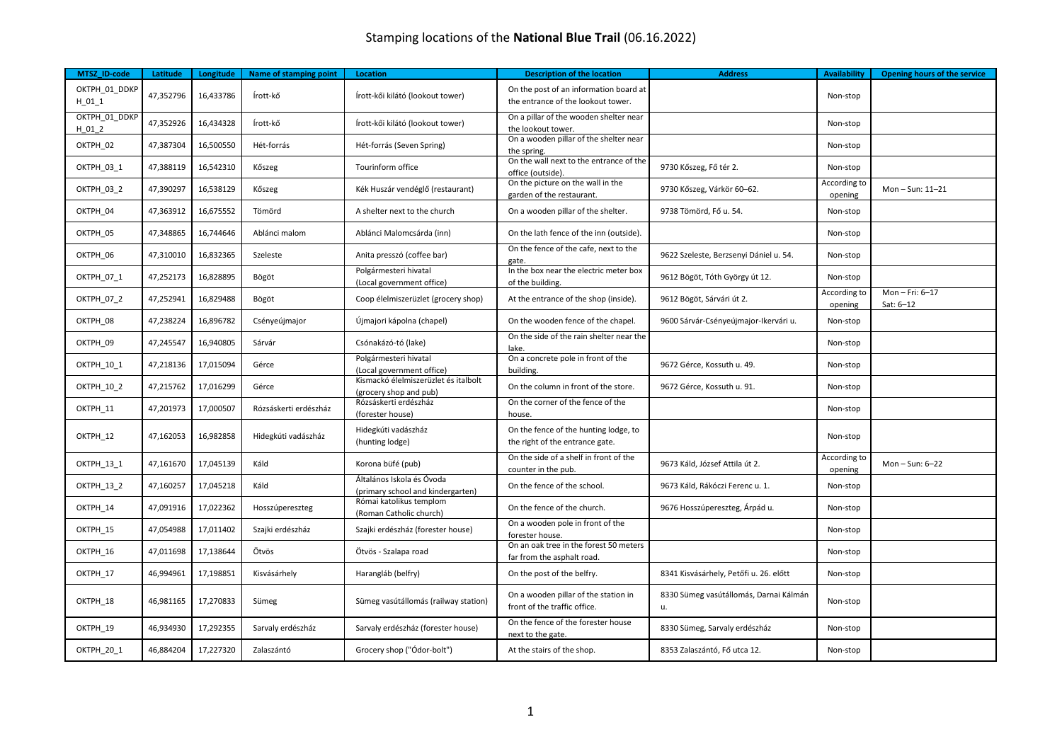# Stamping locations of the **National Blue Trail** (06.16.2022)

| MTSZ_ID-code | Latitude | Longitude | Name of stamping point | Location | Description of the location | Address | Availability | Opening hours of the service |
|---|---|---|---|---|---|---|---|---|
| OKTPH_01_DDKPH_01_1 | 47,352796 | 16,433786 | Írott-kő | Írott-kői kilátó (lookout tower) | On the post of an information board at the entrance of the lookout tower. | | Non-stop | |
| OKTPH_01_DDKPH_01_2 | 47,352926 | 16,434328 | Írott-kő | Írott-kői kilátó (lookout tower) | On a pillar of the wooden shelter near the lookout tower. | | Non-stop | |
| OKTPH_02 | 47,387304 | 16,500550 | Hét-forrás | Hét-forrás (Seven Spring) | On a wooden pillar of the shelter near the spring. | | Non-stop | |
| OKTPH_03_1 | 47,388119 | 16,542310 | Kőszeg | Tourinform office | On the wall next to the entrance of the office (outside). | 9730 Kőszeg, Fő tér 2. | Non-stop | |
| OKTPH_03_2 | 47,390297 | 16,538129 | Kőszeg | Kék Huszár vendéglő (restaurant) | On the picture on the wall in the garden of the restaurant. | 9730 Kőszeg, Várkör 60–62. | According to opening | Mon – Sun: 11–21 |
| OKTPH_04 | 47,363912 | 16,675552 | Tömörd | A shelter next to the church | On a wooden pillar of the shelter. | 9738 Tömörd, Fő u. 54. | Non-stop | |
| OKTPH_05 | 47,348865 | 16,744646 | Ablánci malom | Ablánci Malomcsárda (inn) | On the lath fence of the inn (outside). | | Non-stop | |
| OKTPH_06 | 47,310010 | 16,832365 | Szeleste | Anita presszó (coffee bar) | On the fence of the cafe, next to the gate. | 9622 Szeleste, Berzsenyi Dániel u. 54. | Non-stop | |
| OKTPH_07_1 | 47,252173 | 16,828895 | Bögöt | Polgármesteri hivatal (Local government office) | In the box near the electric meter box of the building. | 9612 Bögöt, Tóth György út 12. | Non-stop | |
| OKTPH_07_2 | 47,252941 | 16,829488 | Bögöt | Coop élelmiszerüzlet (grocery shop) | At the entrance of the shop (inside). | 9612 Bögöt, Sárvári út 2. | According to opening | Mon – Fri: 6–17<br>Sat: 6–12 |
| OKTPH_08 | 47,238224 | 16,896782 | Csényeújmajor | Újmajori kápolna (chapel) | On the wooden fence of the chapel. | 9600 Sárvár-Csényeújmajor-Ikervári u. | Non-stop | |
| OKTPH_09 | 47,245547 | 16,940805 | Sárvár | Csónakázó-tó (lake) | On the side of the rain shelter near the lake. | | Non-stop | |
| OKTPH_10_1 | 47,218136 | 17,015094 | Gérce | Polgármesteri hivatal (Local government office) | On a concrete pole in front of the building. | 9672 Gérce, Kossuth u. 49. | Non-stop | |
| OKTPH_10_2 | 47,215762 | 17,016299 | Gérce | Kismackó élelmiszerüzlet és italbolt (grocery shop and pub) | On the column in front of the store. | 9672 Gérce, Kossuth u. 91. | Non-stop | |
| OKTPH_11 | 47,201973 | 17,000507 | Rózsáskerti erdészház | Rózsáskerti erdészház (forester house) | On the corner of the fence of the house. | | Non-stop | |
| OKTPH_12 | 47,162053 | 16,982858 | Hidegkúti vadászház | Hidegkúti vadászház (hunting lodge) | On the fence of the hunting lodge, to the right of the entrance gate. | | Non-stop | |
| OKTPH_13_1 | 47,161670 | 17,045139 | Káld | Korona büfé (pub) | On the side of a shelf in front of the counter in the pub. | 9673 Káld, József Attila út 2. | According to opening | Mon – Sun: 6–22 |
| OKTPH_13_2 | 47,160257 | 17,045218 | Káld | Általános Iskola és Óvoda (primary school and kindergarten) | On the fence of the school. | 9673 Káld, Rákóczi Ferenc u. 1. | Non-stop | |
| OKTPH_14 | 47,091916 | 17,022362 | Hosszúpereszteg | Római katolikus templom (Roman Catholic church) | On the fence of the church. | 9676 Hosszúpereszteg, Árpád u. | Non-stop | |
| OKTPH_15 | 47,054988 | 17,011402 | Szajki erdészház | Szajki erdészház (forester house) | On a wooden pole in front of the forester house. | | Non-stop | |
| OKTPH_16 | 47,011698 | 17,138644 | Ötvös | Ötvös - Szalapa road | On an oak tree in the forest 50 meters far from the asphalt road. | | Non-stop | |
| OKTPH_17 | 46,994961 | 17,198851 | Kisvásárhely | Harangláb (belfry) | On the post of the belfry. | 8341 Kisvásárhely, Petőfi u. 26. előtt | Non-stop | |
| OKTPH_18 | 46,981165 | 17,270833 | Sümeg | Sümeg vasútállomás (railway station) | On a wooden pillar of the station in front of the traffic office. | 8330 Sümeg vasútállomás, Darnai Kálmán u. | Non-stop | |
| OKTPH_19 | 46,934930 | 17,292355 | Sarvaly erdészház | Sarvaly erdészház (forester house) | On the fence of the forester house next to the gate. | 8330 Sümeg, Sarvaly erdészház | Non-stop | |
| OKTPH_20_1 | 46,884204 | 17,227320 | Zalaszántó | Grocery shop ("Ódor-bolt") | At the stairs of the shop. | 8353 Zalaszántó, Fő utca 12. | Non-stop | |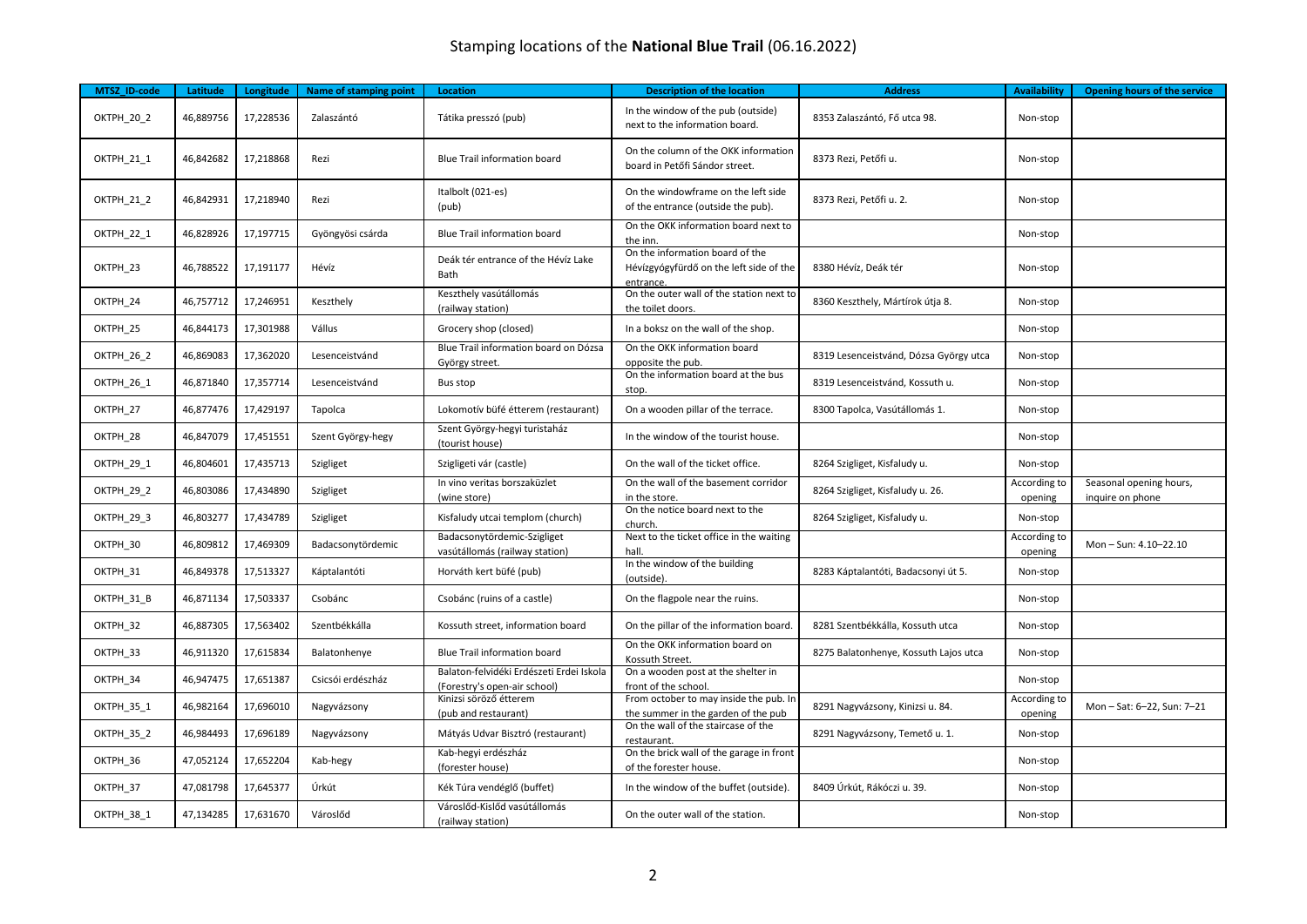# Stamping locations of the **National Blue Trail** (06.16.2022)

| MTSZ_ID-code | Latitude | Longitude | Name of stamping point | Location | Description of the location | Address | Availability | Opening hours of the service |
|---|---|---|---|---|---|---|---|---|
| OKTPH_20_2 | 46,889756 | 17,228536 | Zalaszántó | Tátika presszó (pub) | In the window of the pub (outside) next to the information board. | 8353 Zalaszántó, Fő utca 98. | Non-stop | |
| OKTPH_21_1 | 46,842682 | 17,218868 | Rezi | Blue Trail information board | On the column of the OKK information board in Petőfi Sándor street. | 8373 Rezi, Petőfi u. | Non-stop | |
| OKTPH_21_2 | 46,842931 | 17,218940 | Rezi | Italbolt (021-es) (pub) | On the windowframe on the left side of the entrance (outside the pub). | 8373 Rezi, Petőfi u. 2. | Non-stop | |
| OKTPH_22_1 | 46,828926 | 17,197715 | Gyöngyösi csárda | Blue Trail information board | On the OKK information board next to the inn. | | Non-stop | |
| OKTPH_23 | 46,788522 | 17,191177 | Hévíz | Deák tér entrance of the Hévíz Lake Bath | On the information board of the Hévízgyógyfürdő on the left side of the entrance. | 8380 Hévíz, Deák tér | Non-stop | |
| OKTPH_24 | 46,757712 | 17,246951 | Keszthely | Keszthely vasútállomás (railway station) | On the outer wall of the station next to the toilet doors. | 8360 Keszthely, Mártírok útja 8. | Non-stop | |
| OKTPH_25 | 46,844173 | 17,301988 | Vállus | Grocery shop (closed) | In a boksz on the wall of the shop. | | Non-stop | |
| OKTPH_26_2 | 46,869083 | 17,362020 | Lesenceistvánd | Blue Trail information board on Dózsa György street. | On the OKK information board opposite the pub. | 8319 Lesenceistvánd, Dózsa György utca | Non-stop | |
| OKTPH_26_1 | 46,871840 | 17,357714 | Lesenceistvánd | Bus stop | On the information board at the bus stop. | 8319 Lesenceistvánd, Kossuth u. | Non-stop | |
| OKTPH_27 | 46,877476 | 17,429197 | Tapolca | Lokomotív büfé étterem (restaurant) | On a wooden pillar of the terrace. | 8300 Tapolca, Vasútállomás 1. | Non-stop | |
| OKTPH_28 | 46,847079 | 17,451551 | Szent György-hegy | Szent György-hegyi turistaház (tourist house) | In the window of the tourist house. | | Non-stop | |
| OKTPH_29_1 | 46,804601 | 17,435713 | Szigliget | Szigligeti vár (castle) | On the wall of the ticket office. | 8264 Szigliget, Kisfaludy u. | Non-stop | |
| OKTPH_29_2 | 46,803086 | 17,434890 | Szigliget | In vino veritas borszaküzlet (wine store) | On the wall of the basement corridor in the store. | 8264 Szigliget, Kisfaludy u. 26. | According to opening | Seasonal opening hours, inquire on phone |
| OKTPH_29_3 | 46,803277 | 17,434789 | Szigliget | Kisfaludy utcai templom (church) | On the notice board next to the church. | 8264 Szigliget, Kisfaludy u. | Non-stop | |
| OKTPH_30 | 46,809812 | 17,469309 | Badacsonytördemic | Badacsonytördemic-Szigliget vasútállomás (railway station) | Next to the ticket office in the waiting hall. | | According to opening | Mon – Sun: 4.10–22.10 |
| OKTPH_31 | 46,849378 | 17,513327 | Káptalantóti | Horváth kert büfé (pub) | In the window of the building (outside). | 8283 Káptalantóti, Badacsonyi út 5. | Non-stop | |
| OKTPH_31_B | 46,871134 | 17,503337 | Csobánc | Csobánc (ruins of a castle) | On the flagpole near the ruins. | | Non-stop | |
| OKTPH_32 | 46,887305 | 17,563402 | Szentbékkálla | Kossuth street, information board | On the pillar of the information board. | 8281 Szentbékkálla, Kossuth utca | Non-stop | |
| OKTPH_33 | 46,911320 | 17,615834 | Balatonhenye | Blue Trail information board | On the OKK information board on Kossuth Street. | 8275 Balatonhenye, Kossuth Lajos utca | Non-stop | |
| OKTPH_34 | 46,947475 | 17,651387 | Csicsói erdészház | Balaton-felvidéki Erdészeti Erdei Iskola (Forestry's open-air school) | On a wooden post at the shelter in front of the school. | | Non-stop | |
| OKTPH_35_1 | 46,982164 | 17,696010 | Nagyvázsony | Kinizsi söröző étterem (pub and restaurant) | From october to may inside the pub. In the summer in the garden of the pub | 8291 Nagyvázsony, Kinizsi u. 84. | According to opening | Mon – Sat: 6–22, Sun: 7–21 |
| OKTPH_35_2 | 46,984493 | 17,696189 | Nagyvázsony | Mátyás Udvar Bisztró (restaurant) | On the wall of the staircase of the restaurant. | 8291 Nagyvázsony, Temető u. 1. | Non-stop | |
| OKTPH_36 | 47,052124 | 17,652204 | Kab-hegy | Kab-hegyi erdészház (forester house) | On the brick wall of the garage in front of the forester house. | | Non-stop | |
| OKTPH_37 | 47,081798 | 17,645377 | Úrkút | Kék Túra vendéglő (buffet) | In the window of the buffet (outside). | 8409 Úrkút, Rákóczi u. 39. | Non-stop | |
| OKTPH_38_1 | 47,134285 | 17,631670 | Városlőd | Városlőd-Kislőd vasútállomás (railway station) | On the outer wall of the station. | | Non-stop | |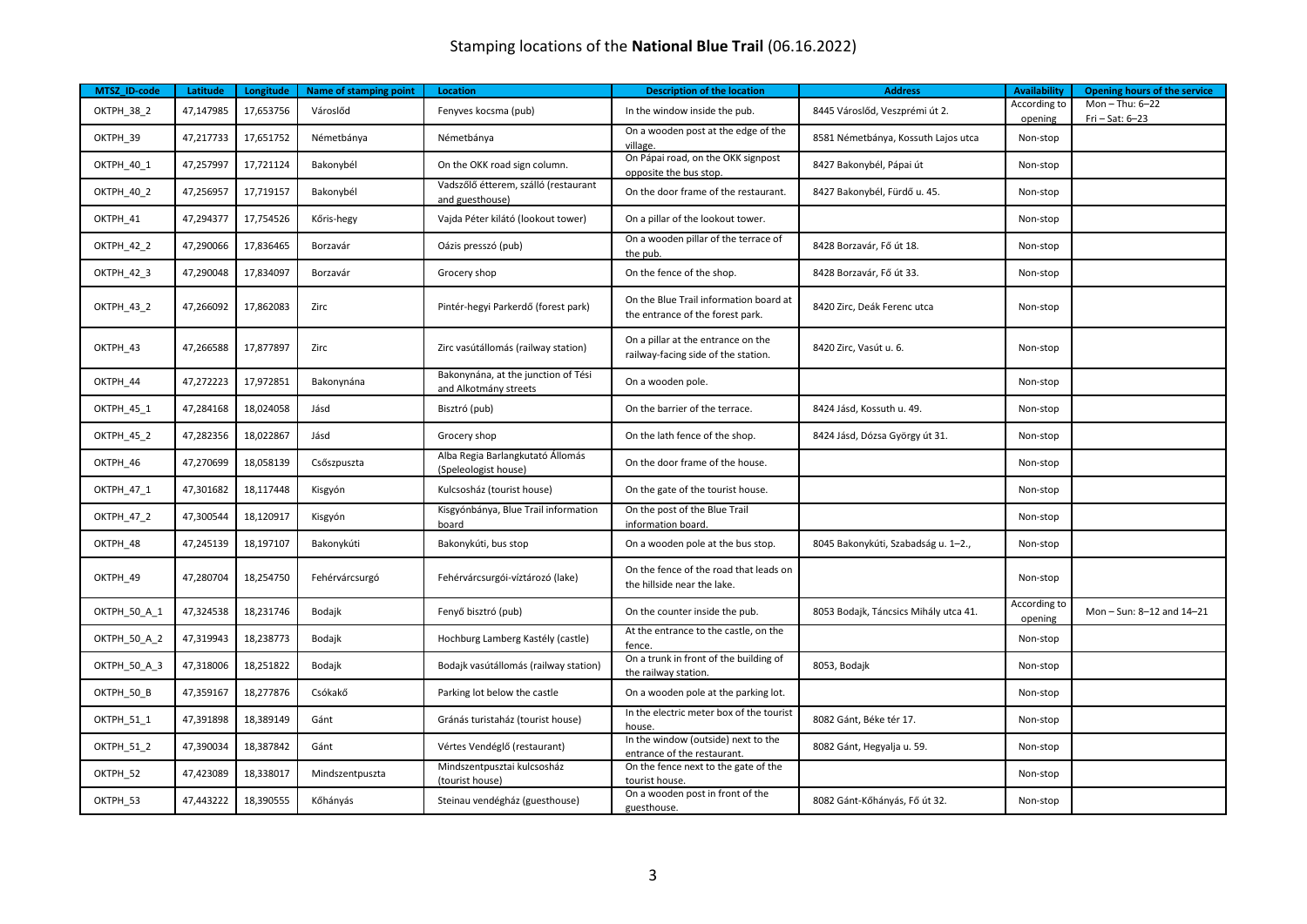Stamping locations of the **National Blue Trail** (06.16.2022)

| MTSZ_ID-code | Latitude | Longitude | Name of stamping point | Location | Description of the location | Address | Availability | Opening hours of the service |
|---|---|---|---|---|---|---|---|---|
| OKTPH_38_2 | 47,147985 | 17,653756 | Városlőd | Fenyves kocsma (pub) | In the window inside the pub. | 8445 Városlőd, Veszprémi út 2. | According to opening | Mon – Thu: 6–22 Fri – Sat: 6–23 |
| OKTPH_39 | 47,217733 | 17,651752 | Németbánya | Németbánya | On a wooden post at the edge of the village. | 8581 Németbánya, Kossuth Lajos utca | Non-stop | |
| OKTPH_40_1 | 47,257997 | 17,721124 | Bakonybél | On the OKK road sign column. | On Pápai road, on the OKK signpost opposite the bus stop. | 8427 Bakonybél, Pápai út | Non-stop | |
| OKTPH_40_2 | 47,256957 | 17,719157 | Bakonybél | Vadszőlő étterem, szálló (restaurant and guesthouse) | On the door frame of the restaurant. | 8427 Bakonybél, Fürdő u. 45. | Non-stop | |
| OKTPH_41 | 47,294377 | 17,754526 | Kőris-hegy | Vajda Péter kilátó (lookout tower) | On a pillar of the lookout tower. | | Non-stop | |
| OKTPH_42_2 | 47,290066 | 17,836465 | Borzavár | Oázis presszó (pub) | On a wooden pillar of the terrace of the pub. | 8428 Borzavár, Fő út 18. | Non-stop | |
| OKTPH_42_3 | 47,290048 | 17,834097 | Borzavár | Grocery shop | On the fence of the shop. | 8428 Borzavár, Fő út 33. | Non-stop | |
| OKTPH_43_2 | 47,266092 | 17,862083 | Zirc | Pintér-hegyi Parkerdő (forest park) | On the Blue Trail information board at the entrance of the forest park. | 8420 Zirc, Deák Ferenc utca | Non-stop | |
| OKTPH_43 | 47,266588 | 17,877897 | Zirc | Zirc vasútállomás (railway station) | On a pillar at the entrance on the railway-facing side of the station. | 8420 Zirc, Vasút u. 6. | Non-stop | |
| OKTPH_44 | 47,272223 | 17,972851 | Bakonynána | Bakonynána, at the junction of Tési and Alkotmány streets | On a wooden pole. | | Non-stop | |
| OKTPH_45_1 | 47,284168 | 18,024058 | Jásd | Bisztró (pub) | On the barrier of the terrace. | 8424 Jásd, Kossuth u. 49. | Non-stop | |
| OKTPH_45_2 | 47,282356 | 18,022867 | Jásd | Grocery shop | On the lath fence of the shop. | 8424 Jásd, Dózsa György út 31. | Non-stop | |
| OKTPH_46 | 47,270699 | 18,058139 | Csőszpuszta | Alba Regia Barlangkutató Állomás (Speleologist house) | On the door frame of the house. | | Non-stop | |
| OKTPH_47_1 | 47,301682 | 18,117448 | Kisgyón | Kulcsosház (tourist house) | On the gate of the tourist house. | | Non-stop | |
| OKTPH_47_2 | 47,300544 | 18,120917 | Kisgyón | Kisgyónbánya, Blue Trail information board | On the post of the Blue Trail information board. | | Non-stop | |
| OKTPH_48 | 47,245139 | 18,197107 | Bakonykúti | Bakonykúti, bus stop | On a wooden pole at the bus stop. | 8045 Bakonykúti, Szabadság u. 1–2., | Non-stop | |
| OKTPH_49 | 47,280704 | 18,254750 | Fehérvárcsurgó | Fehérvárcsurgói-víztározó (lake) | On the fence of the road that leads on the hillside near the lake. | | Non-stop | |
| OKTPH_50_A_1 | 47,324538 | 18,231746 | Bodajk | Fenyő bisztró (pub) | On the counter inside the pub. | 8053 Bodajk, Táncsics Mihály utca 41. | According to opening | Mon – Sun: 8–12 and 14–21 |
| OKTPH_50_A_2 | 47,319943 | 18,238773 | Bodajk | Hochburg Lamberg Kastély (castle) | At the entrance to the castle, on the fence. | | Non-stop | |
| OKTPH_50_A_3 | 47,318006 | 18,251822 | Bodajk | Bodajk vasútállomás (railway station) | On a trunk in front of the building of the railway station. | 8053, Bodajk | Non-stop | |
| OKTPH_50_B | 47,359167 | 18,277876 | Csókakő | Parking lot below the castle | On a wooden pole at the parking lot. | | Non-stop | |
| OKTPH_51_1 | 47,391898 | 18,389149 | Gánt | Gránás turistaház (tourist house) | In the electric meter box of the tourist house. | 8082 Gánt, Béke tér 17. | Non-stop | |
| OKTPH_51_2 | 47,390034 | 18,387842 | Gánt | Vértes Vendéglő (restaurant) | In the window (outside) next to the entrance of the restaurant. | 8082 Gánt, Hegyalja u. 59. | Non-stop | |
| OKTPH_52 | 47,423089 | 18,338017 | Mindszentpuszta | Mindszentpusztai kulcsosház (tourist house) | On the fence next to the gate of the tourist house. | | Non-stop | |
| OKTPH_53 | 47,443222 | 18,390555 | Kőhányás | Steinau vendégház (guesthouse) | On a wooden post in front of the guesthouse. | 8082 Gánt-Kőhányás, Fő út 32. | Non-stop | |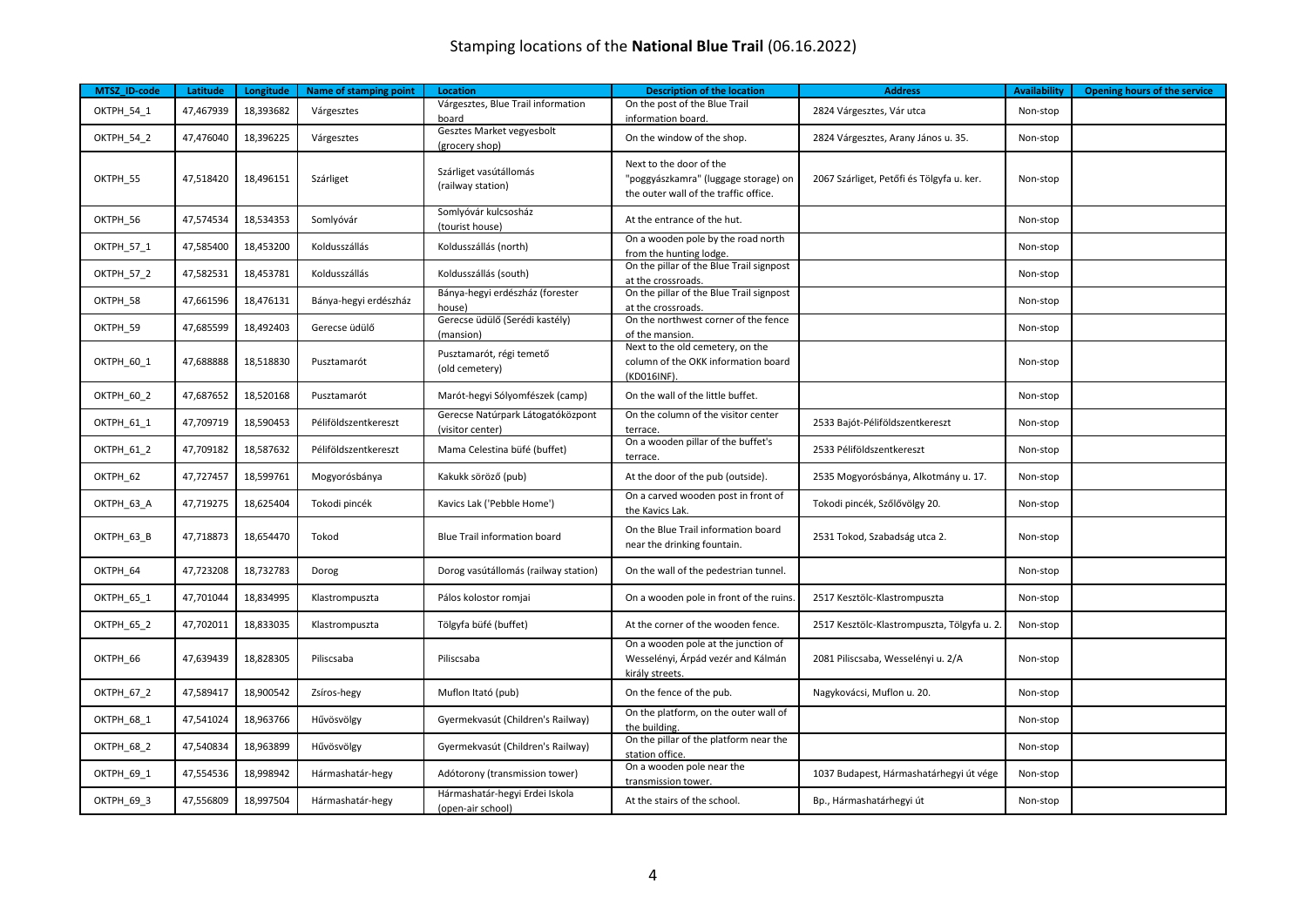# Stamping locations of the **National Blue Trail** (06.16.2022)

| MTSZ_ID-code | Latitude | Longitude | Name of stamping point | Location | Description of the location | Address | Availability | Opening hours of the service |
|---|---|---|---|---|---|---|---|---|
| OKTPH_54_1 | 47,467939 | 18,393682 | Várgesztes | Várgesztes, Blue Trail information board | On the post of the Blue Trail information board. | 2824 Várgesztes, Vár utca | Non-stop | |
| OKTPH_54_2 | 47,476040 | 18,396225 | Várgesztes | Gesztes Market vegyesbolt (grocery shop) | On the window of the shop. | 2824 Várgesztes, Arany János u. 35. | Non-stop | |
| OKTPH_55 | 47,518420 | 18,496151 | Szárliget | Szárliget vasútállomás (railway station) | Next to the door of the "poggyászkamra" (luggage storage) on the outer wall of the traffic office. | 2067 Szárliget, Petőfi és Tölgyfa u. ker. | Non-stop | |
| OKTPH_56 | 47,574534 | 18,534353 | Somlyóvár | Somlyóvár kulcsosház (tourist house) | At the entrance of the hut. | | Non-stop | |
| OKTPH_57_1 | 47,585400 | 18,453200 | Koldusszállás | Koldusszállás (north) | On a wooden pole by the road north from the hunting lodge. | | Non-stop | |
| OKTPH_57_2 | 47,582531 | 18,453781 | Koldusszállás | Koldusszállás (south) | On the pillar of the Blue Trail signpost at the crossroads. | | Non-stop | |
| OKTPH_58 | 47,661596 | 18,476131 | Bánya-hegyi erdészház | Bánya-hegyi erdészház (forester house) | On the pillar of the Blue Trail signpost at the crossroads. | | Non-stop | |
| OKTPH_59 | 47,685599 | 18,492403 | Gerecse üdülő | Gerecse üdülő (Serédi kastély) (mansion) | On the northwest corner of the fence of the mansion. | | Non-stop | |
| OKTPH_60_1 | 47,688888 | 18,518830 | Pusztamarót | Pusztamarót, régi temető (old cemetery) | Next to the old cemetery, on the column of the OKK information board (KD016INF). | | Non-stop | |
| OKTPH_60_2 | 47,687652 | 18,520168 | Pusztamarót | Marót-hegyi Sólyomfészek (camp) | On the wall of the little buffet. | | Non-stop | |
| OKTPH_61_1 | 47,709719 | 18,590453 | Péliföldszentkereszt | Gerecse Natúrpark Látogatóközpont (visitor center) | On the column of the visitor center terrace. | 2533 Bajót-Péliföldszentkereszt | Non-stop | |
| OKTPH_61_2 | 47,709182 | 18,587632 | Péliföldszentkereszt | Mama Celestina büfé (buffet) | On a wooden pillar of the buffet's terrace. | 2533 Péliföldszentkereszt | Non-stop | |
| OKTPH_62 | 47,727457 | 18,599761 | Mogyorósbánya | Kakukk söröző (pub) | At the door of the pub (outside). | 2535 Mogyorósbánya, Alkotmány u. 17. | Non-stop | |
| OKTPH_63_A | 47,719275 | 18,625404 | Tokodi pincék | Kavics Lak ('Pebble Home') | On a carved wooden post in front of the Kavics Lak. | Tokodi pincék, Szőlővölgy 20. | Non-stop | |
| OKTPH_63_B | 47,718873 | 18,654470 | Tokod | Blue Trail information board | On the Blue Trail information board near the drinking fountain. | 2531 Tokod, Szabadság utca 2. | Non-stop | |
| OKTPH_64 | 47,723208 | 18,732783 | Dorog | Dorog vasútállomás (railway station) | On the wall of the pedestrian tunnel. | | Non-stop | |
| OKTPH_65_1 | 47,701044 | 18,834995 | Klastrompuszta | Pálos kolostor romjai | On a wooden pole in front of the ruins. | 2517 Kesztölc-Klastrompuszta | Non-stop | |
| OKTPH_65_2 | 47,702011 | 18,833035 | Klastrompuszta | Tölgyfa büfé (buffet) | At the corner of the wooden fence. | 2517 Kesztölc-Klastrompuszta, Tölgyfa u. 2. | Non-stop | |
| OKTPH_66 | 47,639439 | 18,828305 | Piliscsaba | Piliscsaba | On a wooden pole at the junction of Wesselényi, Árpád vezér and Kálmán király streets. | 2081 Piliscsaba, Wesselényi u. 2/A | Non-stop | |
| OKTPH_67_2 | 47,589417 | 18,900542 | Zsíros-hegy | Muflon Itató (pub) | On the fence of the pub. | Nagykovácsi, Muflon u. 20. | Non-stop | |
| OKTPH_68_1 | 47,541024 | 18,963766 | Hűvösvölgy | Gyermekvasút (Children's Railway) | On the platform, on the outer wall of the building. | | Non-stop | |
| OKTPH_68_2 | 47,540834 | 18,963899 | Hűvösvölgy | Gyermekvasút (Children's Railway) | On the pillar of the platform near the station office. | | Non-stop | |
| OKTPH_69_1 | 47,554536 | 18,998942 | Hármashatár-hegy | Adótorony (transmission tower) | On a wooden pole near the transmission tower. | 1037 Budapest, Hármashatárhegyi út vége | Non-stop | |
| OKTPH_69_3 | 47,556809 | 18,997504 | Hármashatár-hegy | Hármashatár-hegyi Erdei Iskola (open-air school) | At the stairs of the school. | Bp., Hármashatárhegyi út | Non-stop | |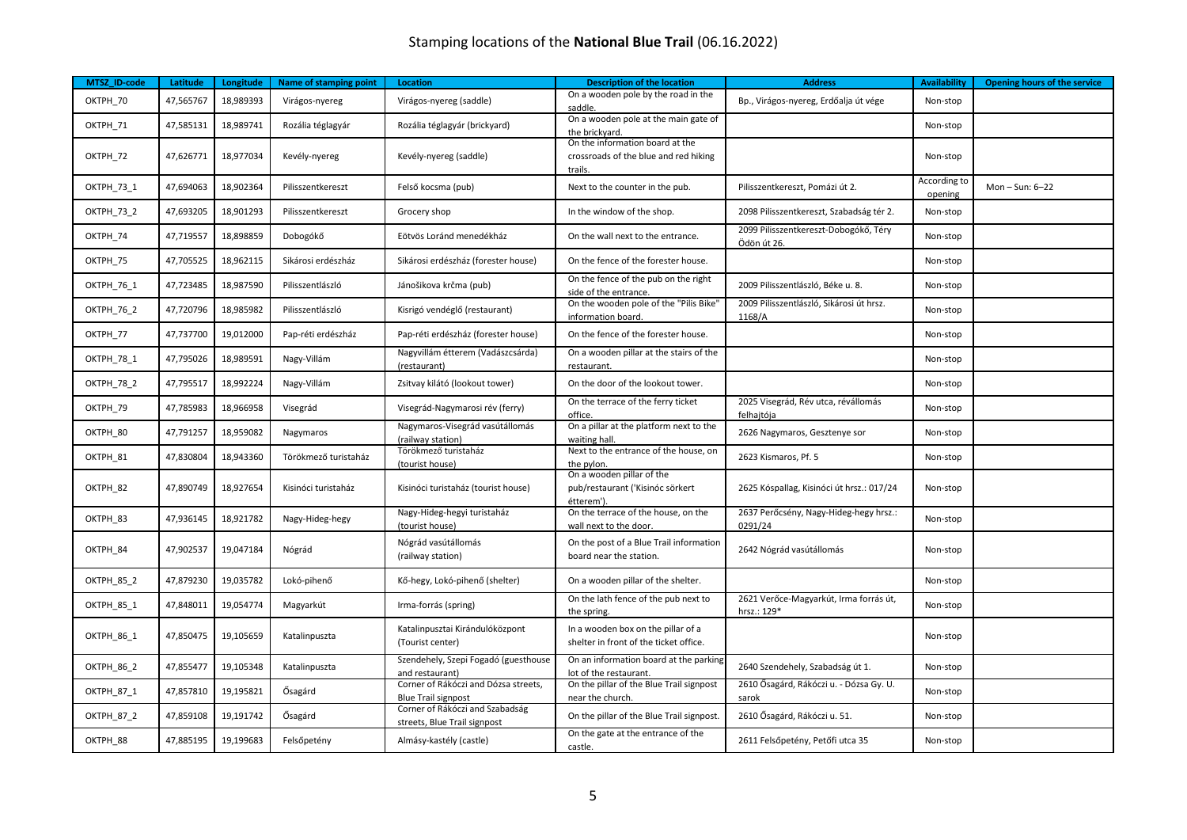# Stamping locations of the **National Blue Trail** (06.16.2022)

| MTSZ_ID-code | Latitude | Longitude | Name of stamping point | Location | Description of the location | Address | Availability | Opening hours of the service |
|---|---|---|---|---|---|---|---|---|
| OKTPH_70 | 47,565767 | 18,989393 | Virágos-nyereg | Virágos-nyereg (saddle) | On a wooden pole by the road in the saddle. | Bp., Virágos-nyereg, Erdőalja út vége | Non-stop | |
| OKTPH_71 | 47,585131 | 18,989741 | Rozália téglagyár | Rozália téglagyár (brickyard) | On a wooden pole at the main gate of the brickyard. | | Non-stop | |
| OKTPH_72 | 47,626771 | 18,977034 | Kevély-nyereg | Kevély-nyereg (saddle) | On the information board at the crossroads of the blue and red hiking trails. | | Non-stop | |
| OKTPH_73_1 | 47,694063 | 18,902364 | Pilisszentkereszt | Felső kocsma (pub) | Next to the counter in the pub. | Pilisszentkereszt, Pomázi út 2. | According to opening | Mon – Sun: 6–22 |
| OKTPH_73_2 | 47,693205 | 18,901293 | Pilisszentkereszt | Grocery shop | In the window of the shop. | 2098 Pilisszentkereszt, Szabadság tér 2. | Non-stop | |
| OKTPH_74 | 47,719557 | 18,898859 | Dobogókő | Eötvös Loránd menedékház | On the wall next to the entrance. | 2099 Pilisszentkereszt-Dobogókő, Téry Ödön út 26. | Non-stop | |
| OKTPH_75 | 47,705525 | 18,962115 | Sikárosi erdészház | Sikárosi erdészház (forester house) | On the fence of the forester house. | | Non-stop | |
| OKTPH_76_1 | 47,723485 | 18,987590 | Pilisszentlászló | Jánošikova krčma (pub) | On the fence of the pub on the right side of the entrance. | 2009 Pilisszentlászló, Béke u. 8. | Non-stop | |
| OKTPH_76_2 | 47,720796 | 18,985982 | Pilisszentlászló | Kisrigó vendéglő (restaurant) | On the wooden pole of the "Pilis Bike" information board. | 2009 Pilisszentlászló, Sikárosi út hrsz. 1168/A | Non-stop | |
| OKTPH_77 | 47,737700 | 19,012000 | Pap-réti erdészház | Pap-réti erdészház (forester house) | On the fence of the forester house. | | Non-stop | |
| OKTPH_78_1 | 47,795026 | 18,989591 | Nagy-Villám | Nagyvillám étterem (Vadászcsárda) (restaurant) | On a wooden pillar at the stairs of the restaurant. | | Non-stop | |
| OKTPH_78_2 | 47,795517 | 18,992224 | Nagy-Villám | Zsitvay kilátó (lookout tower) | On the door of the lookout tower. | | Non-stop | |
| OKTPH_79 | 47,785983 | 18,966958 | Visegrád | Visegrád-Nagymarosi rév (ferry) | On the terrace of the ferry ticket office. | 2025 Visegrád, Rév utca, révállomás felhajtója | Non-stop | |
| OKTPH_80 | 47,791257 | 18,959082 | Nagymaros | Nagymaros-Visegrád vasútállomás (railway station) | On a pillar at the platform next to the waiting hall. | 2626 Nagymaros, Gesztenye sor | Non-stop | |
| OKTPH_81 | 47,830804 | 18,943360 | Törökmező turistaház | Törökmező turistaház (tourist house) | Next to the entrance of the house, on the pylon. | 2623 Kismaros, Pf. 5 | Non-stop | |
| OKTPH_82 | 47,890749 | 18,927654 | Kisinóci turistaház | Kisinóci turistaház (tourist house) | On a wooden pillar of the pub/restaurant ('Kisinóc sörkert étterem'). | 2625 Kóspallag, Kisinóci út hrsz.: 017/24 | Non-stop | |
| OKTPH_83 | 47,936145 | 18,921782 | Nagy-Hideg-hegy | Nagy-Hideg-hegyi turistaház (tourist house) | On the terrace of the house, on the wall next to the door. | 2637 Perőcsény, Nagy-Hideg-hegy hrsz.: 0291/24 | Non-stop | |
| OKTPH_84 | 47,902537 | 19,047184 | Nógrád | Nógrád vasútállomás (railway station) | On the post of a Blue Trail information board near the station. | 2642 Nógrád vasútállomás | Non-stop | |
| OKTPH_85_2 | 47,879230 | 19,035782 | Lokó-pihenő | Kő-hegy, Lokó-pihenő (shelter) | On a wooden pillar of the shelter. | | Non-stop | |
| OKTPH_85_1 | 47,848011 | 19,054774 | Magyarkút | Irma-forrás (spring) | On the lath fence of the pub next to the spring. | 2621 Verőce-Magyarkút, Irma forrás út, hrsz.: 129* | Non-stop | |
| OKTPH_86_1 | 47,850475 | 19,105659 | Katalinpuszta | Katalinpusztai Kirándulóközpont (Tourist center) | In a wooden box on the pillar of a shelter in front of the ticket office. | | Non-stop | |
| OKTPH_86_2 | 47,855477 | 19,105348 | Katalinpuszta | Szendehely, Szepi Fogadó (guesthouse and restaurant) | On an information board at the parking lot of the restaurant. | 2640 Szendehely, Szabadság út 1. | Non-stop | |
| OKTPH_87_1 | 47,857810 | 19,195821 | Ősagárd | Corner of Rákóczi and Dózsa streets, Blue Trail signpost | On the pillar of the Blue Trail signpost near the church. | 2610 Ősagárd, Rákóczi u. - Dózsa Gy. U. sarok | Non-stop | |
| OKTPH_87_2 | 47,859108 | 19,191742 | Ősagárd | Corner of Rákóczi and Szabadság streets, Blue Trail signpost | On the pillar of the Blue Trail signpost. | 2610 Ősagárd, Rákóczi u. 51. | Non-stop | |
| OKTPH_88 | 47,885195 | 19,199683 | Felsőpetény | Almásy-kastély (castle) | On the gate at the entrance of the castle. | 2611 Felsőpetény, Petőfi utca 35 | Non-stop | |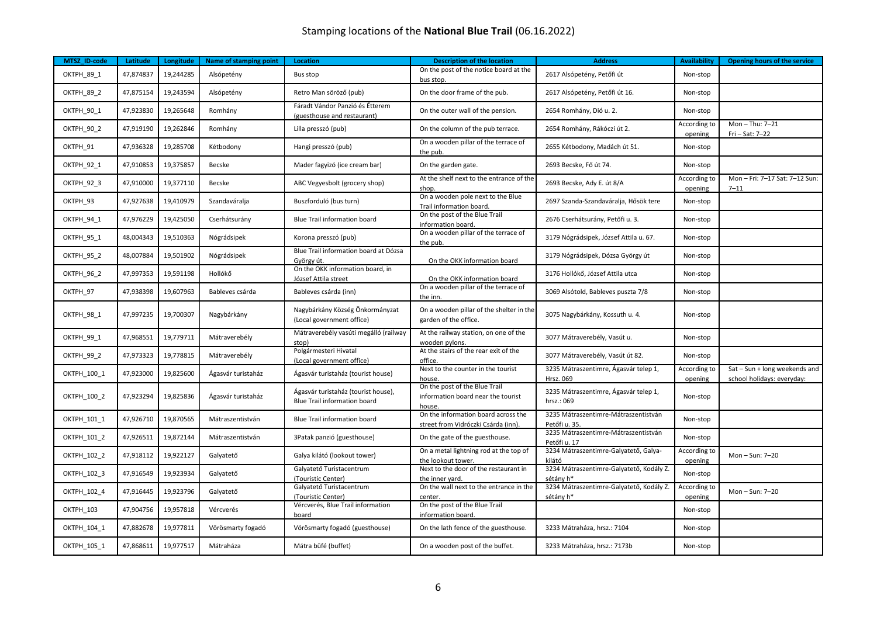Stamping locations of the **National Blue Trail** (06.16.2022)

| MTSZ_ID-code | Latitude | Longitude | Name of stamping point | Location | Description of the location | Address | Availability | Opening hours of the service |
|---|---|---|---|---|---|---|---|---|
| OKTPH_89_1 | 47,874837 | 19,244285 | Alsópetény | Bus stop | On the post of the notice board at the bus stop. | 2617 Alsópetény, Petőfi út | Non-stop | |
| OKTPH_89_2 | 47,875154 | 19,243594 | Alsópetény | Retro Man söröző (pub) | On the door frame of the pub. | 2617 Alsópetény, Petőfi út 16. | Non-stop | |
| OKTPH_90_1 | 47,923830 | 19,265648 | Romhány | Fáradt Vándor Panzió és Étterem (guesthouse and restaurant) | On the outer wall of the pension. | 2654 Romhány, Dió u. 2. | Non-stop | |
| OKTPH_90_2 | 47,919190 | 19,262846 | Romhány | Lilla presszó (pub) | On the column of the pub terrace. | 2654 Romhány, Rákóczi út 2. | According to opening | Mon – Thu: 7–21 Fri – Sat: 7–22 |
| OKTPH_91 | 47,936328 | 19,285708 | Kétbodony | Hangi presszó (pub) | On a wooden pillar of the terrace of the pub. | 2655 Kétbodony, Madách út 51. | Non-stop | |
| OKTPH_92_1 | 47,910853 | 19,375857 | Becske | Mader fagyizó (ice cream bar) | On the garden gate. | 2693 Becske, Fő út 74. | Non-stop | |
| OKTPH_92_3 | 47,910000 | 19,377110 | Becske | ABC Vegyesbolt (grocery shop) | At the shelf next to the entrance of the shop. | 2693 Becske, Ady E. út 8/A | According to opening | Mon – Fri: 7–17 Sat: 7–12 Sun: 7–11 |
| OKTPH_93 | 47,927638 | 19,410979 | Szandaváralja | Buszforduló (bus turn) | On a wooden pole next to the Blue Trail information board. | 2697 Szanda-Szandaváralja, Hősök tere | Non-stop | |
| OKTPH_94_1 | 47,976229 | 19,425050 | Cserhátsurány | Blue Trail information board | On the post of the Blue Trail information board. | 2676 Cserhátsurány, Petőfi u. 3. | Non-stop | |
| OKTPH_95_1 | 48,004343 | 19,510363 | Nógrádsipek | Korona presszó (pub) | On a wooden pillar of the terrace of the pub. | 3179 Nógrádsipek, József Attila u. 67. | Non-stop | |
| OKTPH_95_2 | 48,007884 | 19,501902 | Nógrádsipek | Blue Trail information board at Dózsa György út. | On the OKK information board | 3179 Nógrádsipek, Dózsa György út | Non-stop | |
| OKTPH_96_2 | 47,997353 | 19,591198 | Hollókő | On the OKK information board, in József Attila street | On the OKK information board | 3176 Hollókő, József Attila utca | Non-stop | |
| OKTPH_97 | 47,938398 | 19,607963 | Bableves csárda | Bableves csárda (inn) | On a wooden pillar of the terrace of the inn. | 3069 Alsótold, Bableves puszta 7/8 | Non-stop | |
| OKTPH_98_1 | 47,997235 | 19,700307 | Nagybárkány | Nagybárkány Község Önkormányzat (Local government office) | On a wooden pillar of the shelter in the garden of the office. | 3075 Nagybárkány, Kossuth u. 4. | Non-stop | |
| OKTPH_99_1 | 47,968551 | 19,779711 | Mátraverebély | Mátraverebély vasúti megálló (railway stop) | At the railway station, on one of the wooden pylons. | 3077 Mátraverebély, Vasút u. | Non-stop | |
| OKTPH_99_2 | 47,973323 | 19,778815 | Mátraverebély | Polgármesteri Hivatal (Local government office) | At the stairs of the rear exit of the office. | 3077 Mátraverebély, Vasút út 82. | Non-stop | |
| OKTPH_100_1 | 47,923000 | 19,825600 | Ágasvár turistaház | Ágasvár turistaház (tourist house) | Next to the counter in the tourist house. | 3235 Mátraszentimre, Ágasvár telep 1, Hrsz. 069 | According to opening | Sat – Sun + long weekends and school holidays: everyday: |
| OKTPH_100_2 | 47,923294 | 19,825836 | Ágasvár turistaház | Ágasvár turistaház (tourist house), Blue Trail information board | On the post of the Blue Trail information board near the tourist house. | 3235 Mátraszentimre, Ágasvár telep 1, hrsz.: 069 | Non-stop | |
| OKTPH_101_1 | 47,926710 | 19,870565 | Mátraszentistván | Blue Trail information board | On the information board across the street from Vidróczki Csárda (inn). | 3235 Mátraszentimre-Mátraszentistván Petőfi u. 35. | Non-stop | |
| OKTPH_101_2 | 47,926511 | 19,872144 | Mátraszentistván | 3Patak panzió (guesthouse) | On the gate of the guesthouse. | 3235 Mátraszentimre-Mátraszentistván Petőfi u. 17 | Non-stop | |
| OKTPH_102_2 | 47,918112 | 19,922127 | Galyatető | Galya kilátó (lookout tower) | On a metal lightning rod at the top of the lookout tower. | 3234 Mátraszentimre-Galyatető, Galya-kilátó | According to opening | Mon – Sun: 7–20 |
| OKTPH_102_3 | 47,916549 | 19,923934 | Galyatető | Galyatető Turistacentrum (Touristic Center) | Next to the door of the restaurant in the inner yard. | 3234 Mátraszentimre-Galyatető, Kodály Z. sétány h* | Non-stop | |
| OKTPH_102_4 | 47,916445 | 19,923796 | Galyatető | Galyatető Turistacentrum (Touristic Center) | On the wall next to the entrance in the center. | 3234 Mátraszentimre-Galyatető, Kodály Z. sétány h* | According to opening | Mon – Sun: 7–20 |
| OKTPH_103 | 47,904756 | 19,957818 | Vércverés | Vércverés, Blue Trail information board | On the post of the Blue Trail information board. | | Non-stop | |
| OKTPH_104_1 | 47,882678 | 19,977811 | Vörösmarty fogadó | Vörösmarty fogadó (guesthouse) | On the lath fence of the guesthouse. | 3233 Mátraháza, hrsz.: 7104 | Non-stop | |
| OKTPH_105_1 | 47,868611 | 19,977517 | Mátraháza | Mátra büfé (buffet) | On a wooden post of the buffet. | 3233 Mátraháza, hrsz.: 7173b | Non-stop | |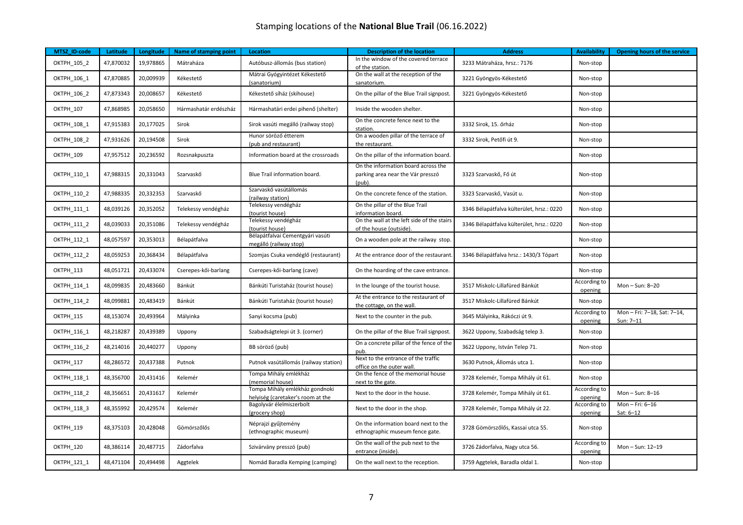Stamping locations of the **National Blue Trail** (06.16.2022)

| MTSZ_ID-code | Latitude | Longitude | Name of stamping point | Location | Description of the location | Address | Availability | Opening hours of the service |
|---|---|---|---|---|---|---|---|---|
| OKTPH_105_2 | 47,870032 | 19,978865 | Mátraháza | Autóbusz-állomás (bus station) | In the window of the covered terrace of the station. | 3233 Mátraháza, hrsz.: 7176 | Non-stop | |
| OKTPH_106_1 | 47,870885 | 20,009939 | Kékestető | Mátrai Gyógyintézet Kékestető (sanatorium) | On the wall at the reception of the sanatorium. | 3221 Gyöngyös-Kékestető | Non-stop | |
| OKTPH_106_2 | 47,873343 | 20,008657 | Kékestető | Kékestető síház (skihouse) | On the pillar of the Blue Trail signpost. | 3221 Gyöngyös-Kékestető | Non-stop | |
| OKTPH_107 | 47,868985 | 20,058650 | Hármashatár erdészház | Hármashatári erdei pihenő (shelter) | Inside the wooden shelter. | | Non-stop | |
| OKTPH_108_1 | 47,915383 | 20,177025 | Sirok | Sirok vasúti megálló (railway stop) | On the concrete fence next to the station. | 3332 Sirok, 15. őrház | Non-stop | |
| OKTPH_108_2 | 47,931626 | 20,194508 | Sirok | Hunor söröző étterem (pub and restaurant) | On a wooden pillar of the terrace of the restaurant. | 3332 Sirok, Petőfi út 9. | Non-stop | |
| OKTPH_109 | 47,957512 | 20,236592 | Rozsnakpuszta | Information board at the crossroads | On the pillar of the information board. | | Non-stop | |
| OKTPH_110_1 | 47,988315 | 20,331043 | Szarvaskő | Blue Trail information board. | On the information board across the parking area near the Vár presszó (pub). | 3323 Szarvaskő, Fő út | Non-stop | |
| OKTPH_110_2 | 47,988335 | 20,332353 | Szarvaskő | Szarvaskő vasútállomás (railway station) | On the concrete fence of the station. | 3323 Szarvaskő, Vasút u. | Non-stop | |
| OKTPH_111_1 | 48,039126 | 20,352052 | Telekessy vendégház | Telekessy vendégház (tourist house) | On the pillar of the Blue Trail information board. | 3346 Bélapátfalva külterület, hrsz.: 0220 | Non-stop | |
| OKTPH_111_2 | 48,039033 | 20,351086 | Telekessy vendégház | Telekessy vendégház (tourist house) | On the wall at the left side of the stairs of the house (outside). | 3346 Bélapátfalva külterület, hrsz.: 0220 | Non-stop | |
| OKTPH_112_1 | 48,057597 | 20,353013 | Bélapátfalva | Bélapátfalvai Cementgyári vasúti megálló (railway stop) | On a wooden pole at the railway stop. | | Non-stop | |
| OKTPH_112_2 | 48,059253 | 20,368434 | Bélapátfalva | Szomjas Csuka vendéglő (restaurant) | At the entrance door of the restaurant. | 3346 Bélapátfalva hrsz.: 1430/3 Tópart | Non-stop | |
| OKTPH_113 | 48,051721 | 20,433074 | Cserepes-kői-barlang | Cserepes-kői-barlang (cave) | On the hoarding of the cave entrance. | | Non-stop | |
| OKTPH_114_1 | 48,099835 | 20,483660 | Bánkút | Bánkúti Turistaház (tourist house) | In the lounge of the tourist house. | 3517 Miskolc-Lillafüred Bánkút | According to opening | Mon – Sun: 8–20 |
| OKTPH_114_2 | 48,099881 | 20,483419 | Bánkút | Bánkúti Turistaház (tourist house) | At the entrance to the restaurant of the cottage, on the wall. | 3517 Miskolc-Lillafüred Bánkút | Non-stop | |
| OKTPH_115 | 48,153074 | 20,493964 | Mályinka | Sanyi kocsma (pub) | Next to the counter in the pub. | 3645 Mályinka, Rákóczi út 9. | According to opening | Mon – Fri: 7–18, Sat: 7–14, Sun: 7–11 |
| OKTPH_116_1 | 48,218287 | 20,439389 | Uppony | Szabadságtelepi út 3. (corner) | On the pillar of the Blue Trail signpost. | 3622 Uppony, Szabadság telep 3. | Non-stop | |
| OKTPH_116_2 | 48,214016 | 20,440277 | Uppony | BB söröző (pub) | On a concrete pillar of the fence of the pub. | 3622 Uppony, István Telep 71. | Non-stop | |
| OKTPH_117 | 48,286572 | 20,437388 | Putnok | Putnok vasútállomás (railway station) | Next to the entrance of the traffic office on the outer wall. | 3630 Putnok, Állomás utca 1. | Non-stop | |
| OKTPH_118_1 | 48,356700 | 20,431416 | Kelemér | Tompa Mihály emlékház (memorial house) | On the fence of the memorial house next to the gate. | 3728 Kelemér, Tompa Mihály út 61. | Non-stop | |
| OKTPH_118_2 | 48,356651 | 20,431617 | Kelemér | Tompa Mihály emlékház gondnoki helyiség (caretaker's room at the | Next to the door in the house. | 3728 Kelemér, Tompa Mihály út 61. | According to opening | Mon – Sun: 8–16 |
| OKTPH_118_3 | 48,355992 | 20,429574 | Kelemér | Bagolyvár élelmiszerbolt (grocery shop) | Next to the door in the shop. | 3728 Kelemér, Tompa Mihály út 22. | According to opening | Mon – Fri: 6–16 Sat: 6–12 |
| OKTPH_119 | 48,375103 | 20,428048 | Gömörszőlős | Néprajzi gyűjtemény (ethnographic museum) | On the information board next to the ethnographic museum fence gate. | 3728 Gömörszőlős, Kassai utca 55. | Non-stop | |
| OKTPH_120 | 48,386114 | 20,487715 | Zádorfalva | Szivárvány presszó (pub) | On the wall of the pub next to the entrance (inside). | 3726 Zádorfalva, Nagy utca 56. | According to opening | Mon – Sun: 12–19 |
| OKTPH_121_1 | 48,471104 | 20,494498 | Aggtelek | Nomád Baradla Kemping (camping) | On the wall next to the reception. | 3759 Aggtelek, Baradla oldal 1. | Non-stop | |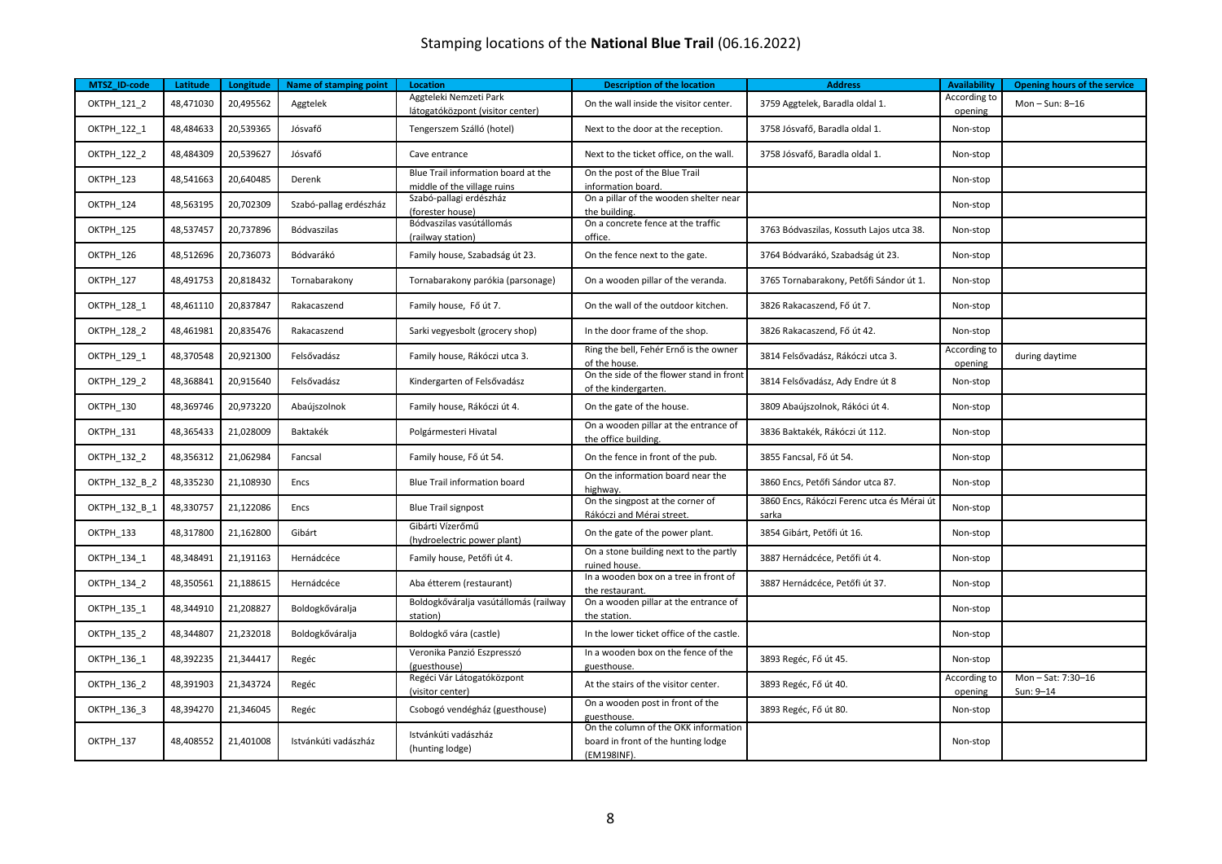# Stamping locations of the **National Blue Trail** (06.16.2022)

| MTSZ_ID-code | Latitude | Longitude | Name of stamping point | Location | Description of the location | Address | Availability | Opening hours of the service |
|---|---|---|---|---|---|---|---|---|
| OKTPH_121_2 | 48,471030 | 20,495562 | Aggtelek | Aggteleki Nemzeti Park látogatóközpont (visitor center) | On the wall inside the visitor center. | 3759 Aggtelek, Baradla oldal 1. | According to opening | Mon – Sun: 8–16 |
| OKTPH_122_1 | 48,484633 | 20,539365 | Jósvafő | Tengerszem Szálló (hotel) | Next to the door at the reception. | 3758 Jósvafő, Baradla oldal 1. | Non-stop | |
| OKTPH_122_2 | 48,484309 | 20,539627 | Jósvafő | Cave entrance | Next to the ticket office, on the wall. | 3758 Jósvafő, Baradla oldal 1. | Non-stop | |
| OKTPH_123 | 48,541663 | 20,640485 | Derenk | Blue Trail information board at the middle of the village ruins | On the post of the Blue Trail information board. | | Non-stop | |
| OKTPH_124 | 48,563195 | 20,702309 | Szabó-pallag erdészház | Szabó-pallagi erdészház (forester house) | On a pillar of the wooden shelter near the building. | | Non-stop | |
| OKTPH_125 | 48,537457 | 20,737896 | Bódvaszilas | Bódvaszilas vasútállomás (railway station) | On a concrete fence at the traffic office. | 3763 Bódvaszilas, Kossuth Lajos utca 38. | Non-stop | |
| OKTPH_126 | 48,512696 | 20,736073 | Bódvarákó | Family house, Szabadság út 23. | On the fence next to the gate. | 3764 Bódvarákó, Szabadság út 23. | Non-stop | |
| OKTPH_127 | 48,491753 | 20,818432 | Tornabarakony | Tornabarakony parókia (parsonage) | On a wooden pillar of the veranda. | 3765 Tornabarakony, Petőfi Sándor út 1. | Non-stop | |
| OKTPH_128_1 | 48,461110 | 20,837847 | Rakacaszend | Family house, Fő út 7. | On the wall of the outdoor kitchen. | 3826 Rakacaszend, Fő út 7. | Non-stop | |
| OKTPH_128_2 | 48,461981 | 20,835476 | Rakacaszend | Sarki vegyesbolt (grocery shop) | In the door frame of the shop. | 3826 Rakacaszend, Fő út 42. | Non-stop | |
| OKTPH_129_1 | 48,370548 | 20,921300 | Felsővadász | Family house, Rákóczi utca 3. | Ring the bell, Fehér Ernő is the owner of the house. | 3814 Felsővadász, Rákóczi utca 3. | According to opening | during daytime |
| OKTPH_129_2 | 48,368841 | 20,915640 | Felsővadász | Kindergarten of Felsővadász | On the side of the flower stand in front of the kindergarten. | 3814 Felsővadász, Ady Endre út 8 | Non-stop | |
| OKTPH_130 | 48,369746 | 20,973220 | Abaújszolnok | Family house, Rákóczi út 4. | On the gate of the house. | 3809 Abaújszolnok, Rákóci út 4. | Non-stop | |
| OKTPH_131 | 48,365433 | 21,028009 | Baktakék | Polgármesteri Hivatal | On a wooden pillar at the entrance of the office building. | 3836 Baktakék, Rákóczi út 112. | Non-stop | |
| OKTPH_132_2 | 48,356312 | 21,062984 | Fancsal | Family house, Fő út 54. | On the fence in front of the pub. | 3855 Fancsal, Fő út 54. | Non-stop | |
| OKTPH_132_B_2 | 48,335230 | 21,108930 | Encs | Blue Trail information board | On the information board near the highway. | 3860 Encs, Petőfi Sándor utca 87. | Non-stop | |
| OKTPH_132_B_1 | 48,330757 | 21,122086 | Encs | Blue Trail signpost | On the singpost at the corner of Rákóczi and Mérai street. | 3860 Encs, Rákóczi Ferenc utca és Mérai út sarka | Non-stop | |
| OKTPH_133 | 48,317800 | 21,162800 | Gibárt | Gibárti Vízerőmű (hydroelectric power plant) | On the gate of the power plant. | 3854 Gibárt, Petőfi út 16. | Non-stop | |
| OKTPH_134_1 | 48,348491 | 21,191163 | Hernádcéce | Family house, Petőfi út 4. | On a stone building next to the partly ruined house. | 3887 Hernádcéce, Petőfi út 4. | Non-stop | |
| OKTPH_134_2 | 48,350561 | 21,188615 | Hernádcéce | Aba étterem (restaurant) | In a wooden box on a tree in front of the restaurant. | 3887 Hernádcéce, Petőfi út 37. | Non-stop | |
| OKTPH_135_1 | 48,344910 | 21,208827 | Boldogkőváralja | Boldogkőváralja vasútállomás (railway station) | On a wooden pillar at the entrance of the station. | | Non-stop | |
| OKTPH_135_2 | 48,344807 | 21,232018 | Boldogkőváralja | Boldogkő vára (castle) | In the lower ticket office of the castle. | | Non-stop | |
| OKTPH_136_1 | 48,392235 | 21,344417 | Regéc | Veronika Panzió Eszpresszó (guesthouse) | In a wooden box on the fence of the guesthouse. | 3893 Regéc, Fő út 45. | Non-stop | |
| OKTPH_136_2 | 48,391903 | 21,343724 | Regéc | Regéci Vár Látogatóközpont (visitor center) | At the stairs of the visitor center. | 3893 Regéc, Fő út 40. | According to opening | Mon – Sat: 7:30–16 Sun: 9–14 |
| OKTPH_136_3 | 48,394270 | 21,346045 | Regéc | Csobogó vendégház (guesthouse) | On a wooden post in front of the guesthouse. | 3893 Regéc, Fő út 80. | Non-stop | |
| OKTPH_137 | 48,408552 | 21,401008 | Istvánkúti vadászház | Istvánkúti vadászház (hunting lodge) | On the column of the OKK information board in front of the hunting lodge (EM198INF). | | Non-stop | |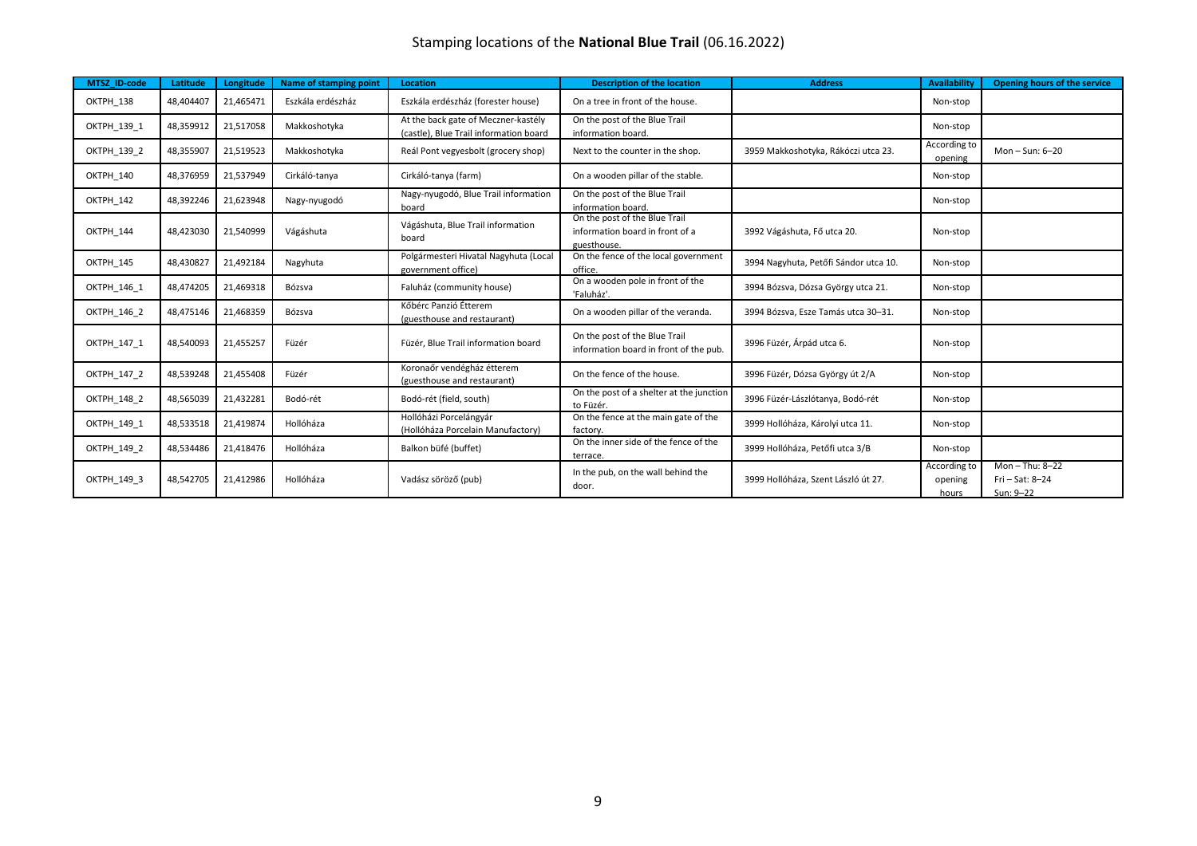Stamping locations of the **National Blue Trail** (06.16.2022)

| MTSZ_ID-code | Latitude | Longitude | Name of stamping point | Location | Description of the location | Address | Availability | Opening hours of the service |
|---|---|---|---|---|---|---|---|---|
| OKTPH_138 | 48,404407 | 21,465471 | Eszkála erdészház | Eszkála erdészház (forester house) | On a tree in front of the house. | | Non-stop | |
| OKTPH_139_1 | 48,359912 | 21,517058 | Makkoshotyka | At the back gate of Meczner-kastély (castle), Blue Trail information board | On the post of the Blue Trail information board. | | Non-stop | |
| OKTPH_139_2 | 48,355907 | 21,519523 | Makkoshotyka | Reál Pont vegyesbolt (grocery shop) | Next to the counter in the shop. | 3959 Makkoshotyka, Rákóczi utca 23. | According to opening | Mon – Sun: 6–20 |
| OKTPH_140 | 48,376959 | 21,537949 | Cirkáló-tanya | Cirkáló-tanya (farm) | On a wooden pillar of the stable. | | Non-stop | |
| OKTPH_142 | 48,392246 | 21,623948 | Nagy-nyugodó | Nagy-nyugodó, Blue Trail information board | On the post of the Blue Trail information board. | | Non-stop | |
| OKTPH_144 | 48,423030 | 21,540999 | Vágáshuta | Vágáshuta, Blue Trail information board | On the post of the Blue Trail information board in front of a guesthouse. | 3992 Vágáshuta, Fő utca 20. | Non-stop | |
| OKTPH_145 | 48,430827 | 21,492184 | Nagyhuta | Polgármesteri Hivatal Nagyhuta (Local government office) | On the fence of the local government office. | 3994 Nagyhuta, Petőfi Sándor utca 10. | Non-stop | |
| OKTPH_146_1 | 48,474205 | 21,469318 | Bózsva | Faluház (community house) | On a wooden pole in front of the 'Faluház'. | 3994 Bózsva, Dózsa György utca 21. | Non-stop | |
| OKTPH_146_2 | 48,475146 | 21,468359 | Bózsva | Kőbérc Panzió Étterem (guesthouse and restaurant) | On a wooden pillar of the veranda. | 3994 Bózsva, Esze Tamás utca 30–31. | Non-stop | |
| OKTPH_147_1 | 48,540093 | 21,455257 | Füzér | Füzér, Blue Trail information board | On the post of the Blue Trail information board in front of the pub. | 3996 Füzér, Árpád utca 6. | Non-stop | |
| OKTPH_147_2 | 48,539248 | 21,455408 | Füzér | Koronaőr vendégház étterem (guesthouse and restaurant) | On the fence of the house. | 3996 Füzér, Dózsa György út 2/A | Non-stop | |
| OKTPH_148_2 | 48,565039 | 21,432281 | Bodó-rét | Bodó-rét (field, south) | On the post of a shelter at the junction to Füzér. | 3996 Füzér-Lászlótanya, Bodó-rét | Non-stop | |
| OKTPH_149_1 | 48,533518 | 21,419874 | Hollóháza | Hollóházi Porcelángyár (Hollóháza Porcelain Manufactory) | On the fence at the main gate of the factory. | 3999 Hollóháza, Károlyi utca 11. | Non-stop | |
| OKTPH_149_2 | 48,534486 | 21,418476 | Hollóháza | Balkon büfé (buffet) | On the inner side of the fence of the terrace. | 3999 Hollóháza, Petőfi utca 3/B | Non-stop | |
| OKTPH_149_3 | 48,542705 | 21,412986 | Hollóháza | Vadász söröző (pub) | In the pub, on the wall behind the door. | 3999 Hollóháza, Szent László út 27. | According to opening hours | Mon – Thu: 8–22<br>Fri – Sat: 8–24<br>Sun: 9–22 |